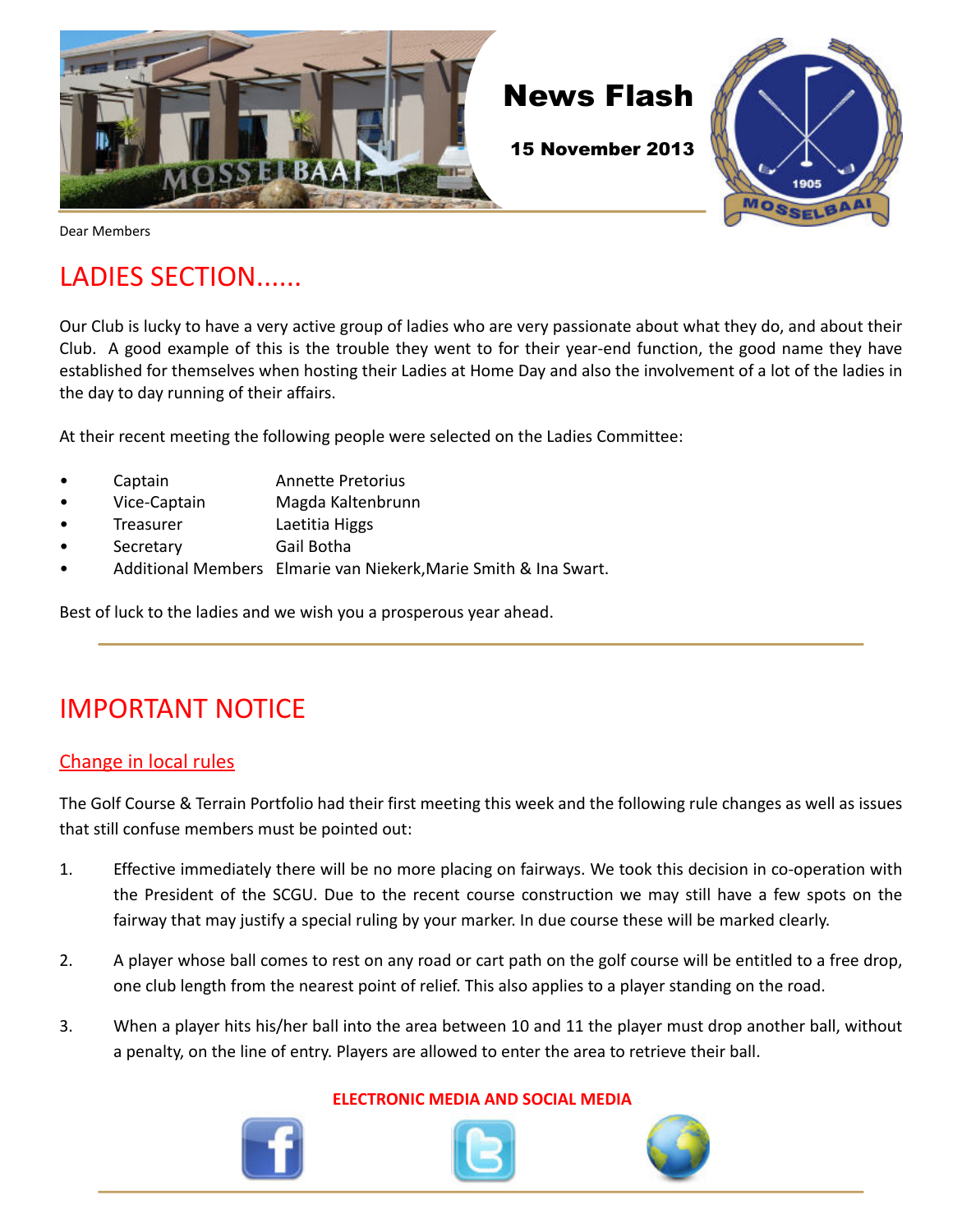# News Flash

**15 November 2013**

Dear Members

## LADIES SECTION......

Our Club is lucky to have a very active group of ladies who are very passionate about what they do, and about their Club. A good example of this is the trouble they went to for their year-end function, the good name they have established for themselves when hosting their Ladies at Home Day and also the involvement of a lot of the ladies in the day to day running of their affairs.

At their recent meeting the following people were selected on the Ladies Committee:

- Captain Annette Pretorius
- Vice-Captain Magda Kaltenbrunn
- Treasurer Laetitia Higgs
- Secretary Gail Botha
- Additional Members Elmarie van Niekerk,Marie Smith & Ina Swart.

Best of luck to the ladies and we wish you a prosperous year ahead.

## IMPORTANT NOTICE

### Change in local rules

The Golf Course & Terrain Portfolio had their first meeting this week and the following rule changes as well as issues that still confuse members must be pointed out:

1. Effective immediately there will be no more placing on fairways. We took this decision in co-operation with the President of the SCGU. Due to the recent course construction we may still have a few spots on the fairway that may justify a special ruling by your marker. In due course these will be marked clearly.
2. A player whose ball comes to rest on any road or cart path on the golf course will be entitled to a free drop, one club length from the nearest point of relief. This also applies to a player standing on the road.
3. When a player hits his/her ball into the area between 10 and 11 the player must drop another ball, without a penalty, on the line of entry. Players are allowed to enter the area to retrieve their ball.

**ELECTRONIC MEDIA AND SOCIAL MEDIA**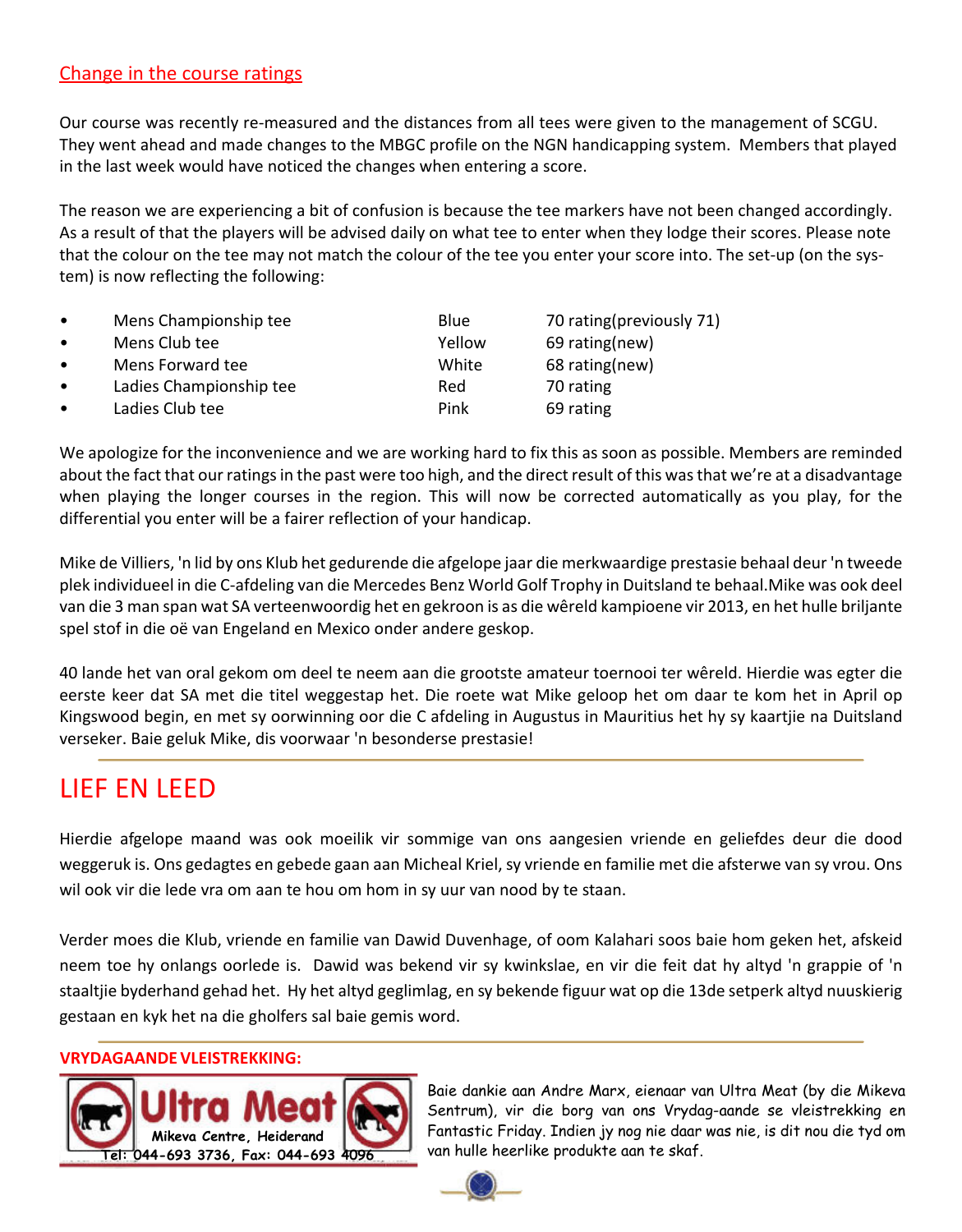## Change in the course ratings

Our course was recently re-measured and the distances from all tees were given to the management of SCGU. They went ahead and made changes to the MBGC profile on the NGN handicapping system. Members that played in the last week would have noticed the changes when entering a score.

The reason we are experiencing a bit of confusion is because the tee markers have not been changed accordingly. As a result of that the players will be advised daily on what tee to enter when they lodge their scores. Please note that the colour on the tee may not match the colour of the tee you enter your score into. The set-up (on the system) is now reflecting the following:

| | | |
|---|---|---|
| • Mens Championship tee | Blue | 70 rating(previously 71) |
| • Mens Club tee | Yellow | 69 rating(new) |
| • Mens Forward tee | White | 68 rating(new) |
| • Ladies Championship tee | Red | 70 rating |
| • Ladies Club tee | Pink | 69 rating |

We apologize for the inconvenience and we are working hard to fix this as soon as possible. Members are reminded about the fact that our ratings in the past were too high, and the direct result of this was that we're at a disadvantage when playing the longer courses in the region. This will now be corrected automatically as you play, for the differential you enter will be a fairer reflection of your handicap.

Mike de Villiers, 'n lid by ons Klub het gedurende die afgelope jaar die merkwaardige prestasie behaal deur 'n tweede plek individueel in die C-afdeling van die Mercedes Benz World Golf Trophy in Duitsland te behaal.Mike was ook deel van die 3 man span wat SA verteenwoordig het en gekroon is as die wêreld kampioene vir 2013, en het hulle briljante spel stof in die oë van Engeland en Mexico onder andere geskop.

40 lande het van oral gekom om deel te neem aan die grootste amateur toernooi ter wêreld. Hierdie was egter die eerste keer dat SA met die titel weggestap het. Die roete wat Mike geloop het om daar te kom het in April op Kingswood begin, en met sy oorwinning oor die C afdeling in Augustus in Mauritius het hy sy kaartjie na Duitsland verseker. Baie geluk Mike, dis voorwaar 'n besonderse prestasie!

# LIEF EN LEED

Hierdie afgelope maand was ook moeilik vir sommige van ons aangesien vriende en geliefdes deur die dood weggeruk is. Ons gedagtes en gebede gaan aan Micheal Kriel, sy vriende en familie met die afsterwe van sy vrou. Ons wil ook vir die lede vra om aan te hou om hom in sy uur van nood by te staan.

Verder moes die Klub, vriende en familie van Dawid Duvenhage, of oom Kalahari soos baie hom geken het, afskeid neem toe hy onlangs oorlede is. Dawid was bekend vir sy kwinkslae, en vir die feit dat hy altyd 'n grappie of 'n staaltjie byderhand gehad het. Hy het altyd geglimlag, en sy bekende figuur wat op die 13de setperk altyd nuuskierig gestaan en kyk het na die gholfers sal baie gemis word.

**VRYDAGAANDE VLEISTREKKING:**

Ultra Meat
Mikeva Centre, Heiderand
Tel: 044-693 3736, Fax: 044-693 4096

Baie dankie aan Andre Marx, eienaar van Ultra Meat (by die Mikeva Sentrum), vir die borg van ons Vrydag-aande se vleistrekking en Fantastic Friday. Indien jy nog nie daar was nie, is dit nou die tyd om van hulle heerlike produkte aan te skaf.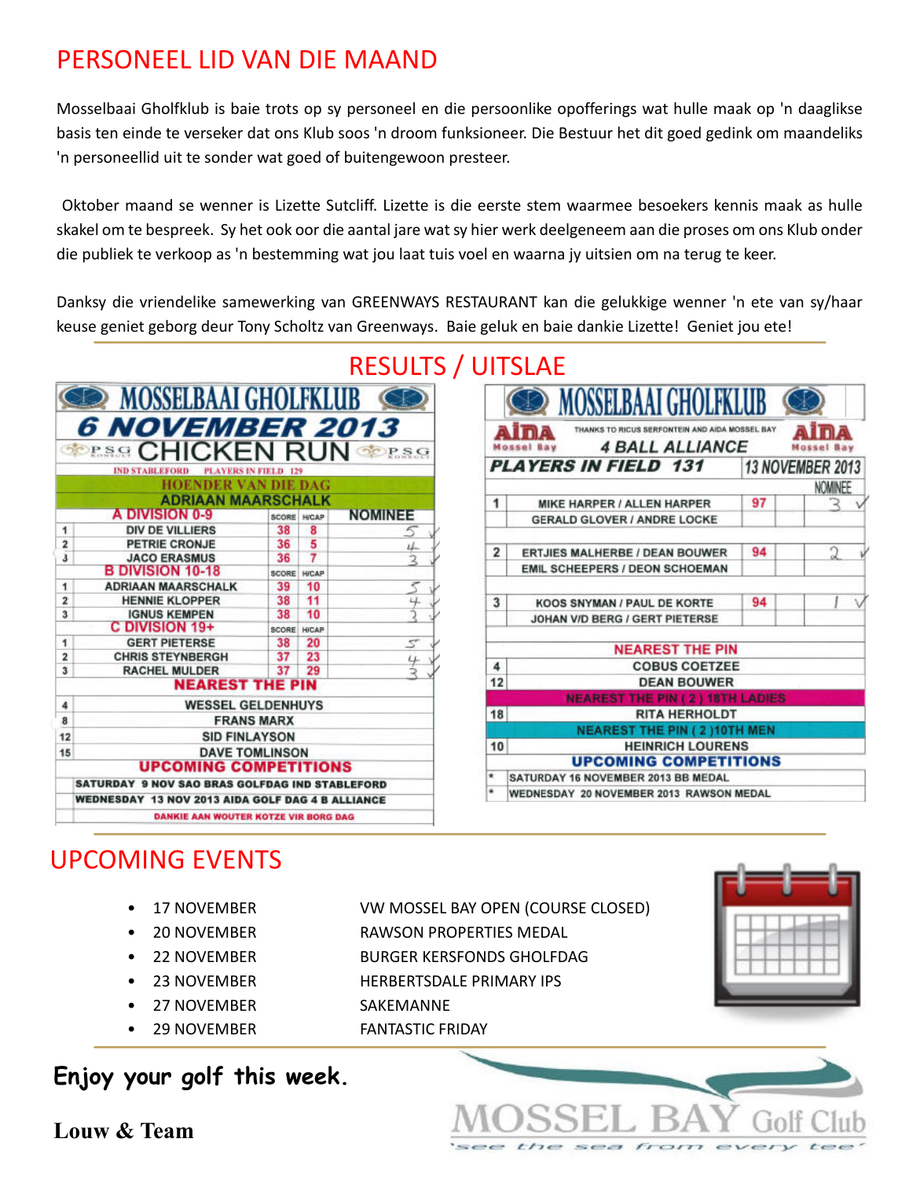# PERSONEEL LID VAN DIE MAAND

Mosselbaai Gholfklub is baie trots op sy personeel en die persoonlike opofferings wat hulle maak op 'n daaglikse basis ten einde te verseker dat ons Klub soos 'n droom funksioneer. Die Bestuur het dit goed gedink om maandeliks 'n personeellid uit te sonder wat goed of buitengewoon presteer.

Oktober maand se wenner is Lizette Sutcliff. Lizette is die eerste stem waarmee besoekers kennis maak as hulle skakel om te bespreek. Sy het ook oor die aantal jare wat sy hier werk deelgeneem aan die proses om ons Klub onder die publiek te verkoop as 'n bestemming wat jou laat tuis voel en waarna jy uitsien om na terug te keer.

Danksy die vriendelike samewerking van GREENWAYS RESTAURANT kan die gelukkige wenner 'n ete van sy/haar keuse geniet geborg deur Tony Scholtz van Greenways. Baie geluk en baie dankie Lizette! Geniet jou ete!

# RESULTS / UITSLAE

**MOSSELBAAI GHOLFKLUB**

**6 NOVEMBER 2013**

**PSG CHICKEN RUN**

IND STABLEFORD PLAYERS IN FIELD 129

**HOENDER VAN DIE DAG: ADRIAAN MAARSCHALK**

| | A DIVISION 0-9 | SCORE | H/CAP | NOMINEE |
|---|---|---|---|---|
| 1 | DIV DE VILLIERS | 38 | 8 | 5 ✓ |
| 2 | PETRIE CRONJE | 36 | 5 | 4 ✓ |
| 3 | JACO ERASMUS | 36 | 7 | 3 ✓ |
| | **B DIVISION 10-18** | **SCORE** | **H/CAP** | |
| 1 | ADRIAAN MAARSCHALK | 39 | 10 | 5 ✓ |
| 2 | HENNIE KLOPPER | 38 | 11 | 4 ✓ |
| 3 | IGNUS KEMPEN | 38 | 10 | 3 ✓ |
| | **C DIVISION 19+** | **SCORE** | **H/CAP** | |
| 1 | GERT PIETERSE | 38 | 20 | 5 ✓ |
| 2 | CHRIS STEYNBERGH | 37 | 23 | 4 ✓ |
| 3 | RACHEL MULDER | 37 | 29 | 3 ✓ |

**NEAREST THE PIN**

| Hole | Name |
|---|---|
| 4 | WESSEL GELDENHUYS |
| 8 | FRANS MARX |
| 12 | SID FINLAYSON |
| 15 | DAVE TOMLINSON |

**UPCOMING COMPETITIONS**

- SATURDAY 9 NOV SAO BRAS GOLFDAG IND STABLEFORD
- WEDNESDAY 13 NOV 2013 AIDA GOLF DAG 4 B ALLIANCE

DANKIE AAN WOUTER KOTZE VIR BORG DAG

**MOSSELBAAI GHOLFKLUB**

THANKS TO RICUS SERFONTEIN AND AIDA MOSSEL BAY

**4 BALL ALLIANCE**

**PLAYERS IN FIELD 131** — 13 NOVEMBER 2013

| | Players | Score | NOMINEE |
|---|---|---|---|
| 1 | MIKE HARPER / ALLEN HARPER<br>GERALD GLOVER / ANDRE LOCKE | 97 | 3 ✓ |
| 2 | ERTJIES MALHERBE / DEAN BOUWER<br>EMIL SCHEEPERS / DEON SCHOEMAN | 94 | 2 ✓ |
| 3 | KOOS SNYMAN / PAUL DE KORTE<br>JOHAN V/D BERG / GERT PIETERSE | 94 | 1 ✓ |

**NEAREST THE PIN**

| Hole | Name |
|---|---|
| 4 | COBUS COETZEE |
| 12 | DEAN BOUWER |
| | **NEAREST THE PIN ( 2 ) 18TH LADIES** |
| 18 | RITA HERHOLDT |
| | **NEAREST THE PIN ( 2 )10TH MEN** |
| 10 | HEINRICH LOURENS |

**UPCOMING COMPETITIONS**

- SATURDAY 16 NOVEMBER 2013 BB MEDAL
- WEDNESDAY 20 NOVEMBER 2013 RAWSON MEDAL

# UPCOMING EVENTS

- 17 NOVEMBER — VW MOSSEL BAY OPEN (COURSE CLOSED)
- 20 NOVEMBER — RAWSON PROPERTIES MEDAL
- 22 NOVEMBER — BURGER KERSFONDS GHOLFDAG
- 23 NOVEMBER — HERBERTSDALE PRIMARY IPS
- 27 NOVEMBER — SAKEMANNE
- 29 NOVEMBER — FANTASTIC FRIDAY

**Enjoy your golf this week.**

**Louw & Team**

MOSSEL BAY Golf Club
'see the sea from every tee'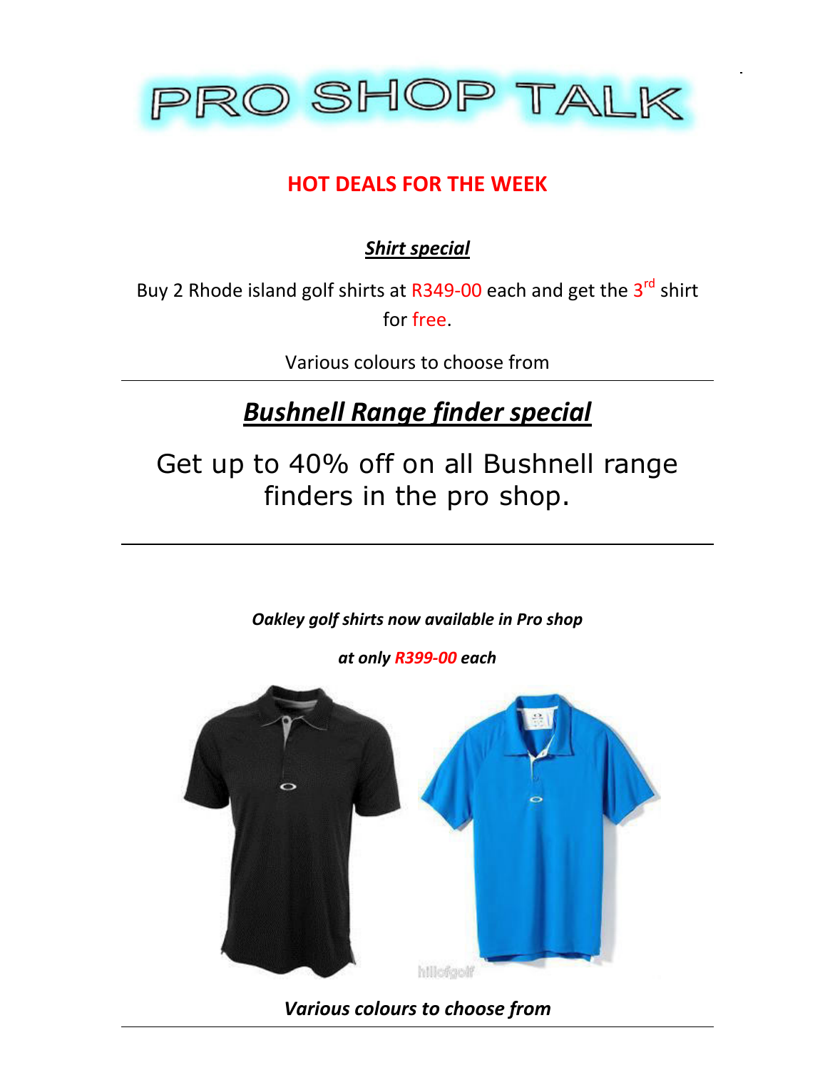# PRO SHOP TALK

## HOT DEALS FOR THE WEEK

***Shirt special***

Buy 2 Rhode island golf shirts at R349-00 each and get the 3rd shirt for free.

Various colours to choose from

---

## ***Bushnell Range finder special***

Get up to 40% off on all Bushnell range finders in the pro shop.

---

***Oakley golf shirts now available in Pro shop***

***at only R399-00 each***

*Various colours to choose from*

---